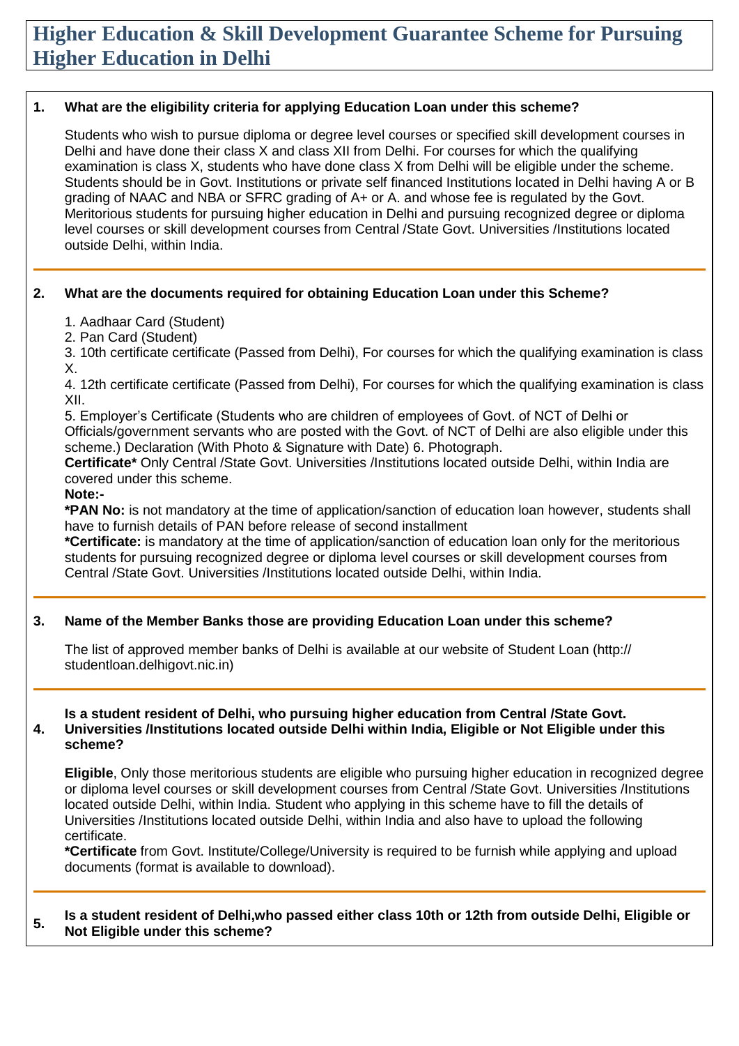# Higher Education & Skill Development Guarantee Scheme for Pursuing Higher Education in Delhi

**1. What are the eligibility criteria for applying Education Loan under this scheme?**

Students who wish to pursue diploma or degree level courses or specified skill development courses in Delhi and have done their class X and class XII from Delhi. For courses for which the qualifying examination is class X, students who have done class X from Delhi will be eligible under the scheme. Students should be in Govt. Institutions or private self financed Institutions located in Delhi having A or B grading of NAAC and NBA or SFRC grading of A+ or A. and whose fee is regulated by the Govt. Meritorious students for pursuing higher education in Delhi and pursuing recognized degree or diploma level courses or skill development courses from Central /State Govt. Universities /Institutions located outside Delhi, within India.

---

**2. What are the documents required for obtaining Education Loan under this Scheme?**

1. Aadhaar Card (Student)
2. Pan Card (Student)
3. 10th certificate certificate (Passed from Delhi), For courses for which the qualifying examination is class X.
4. 12th certificate certificate (Passed from Delhi), For courses for which the qualifying examination is class XII.
5. Employer's Certificate (Students who are children of employees of Govt. of NCT of Delhi or Officials/government servants who are posted with the Govt. of NCT of Delhi are also eligible under this scheme.) Declaration (With Photo & Signature with Date) 6. Photograph.

**Certificate*** Only Central /State Govt. Universities /Institutions located outside Delhi, within India are covered under this scheme.

**Note:-**

***PAN No:** is not mandatory at the time of application/sanction of education loan however, students shall have to furnish details of PAN before release of second installment

***Certificate:** is mandatory at the time of application/sanction of education loan only for the meritorious students for pursuing recognized degree or diploma level courses or skill development courses from Central /State Govt. Universities /Institutions located outside Delhi, within India.

---

**3. Name of the Member Banks those are providing Education Loan under this scheme?**

The list of approved member banks of Delhi is available at our website of Student Loan (http:// studentloan.delhigovt.nic.in)

---

**4. Is a student resident of Delhi, who pursuing higher education from Central /State Govt. Universities /Institutions located outside Delhi within India, Eligible or Not Eligible under this scheme?**

**Eligible**, Only those meritorious students are eligible who pursuing higher education in recognized degree or diploma level courses or skill development courses from Central /State Govt. Universities /Institutions located outside Delhi, within India. Student who applying in this scheme have to fill the details of Universities /Institutions located outside Delhi, within India and also have to upload the following certificate.

***Certificate** from Govt. Institute/College/University is required to be furnish while applying and upload documents (format is available to download).

---

**5. Is a student resident of Delhi,who passed either class 10th or 12th from outside Delhi, Eligible or Not Eligible under this scheme?**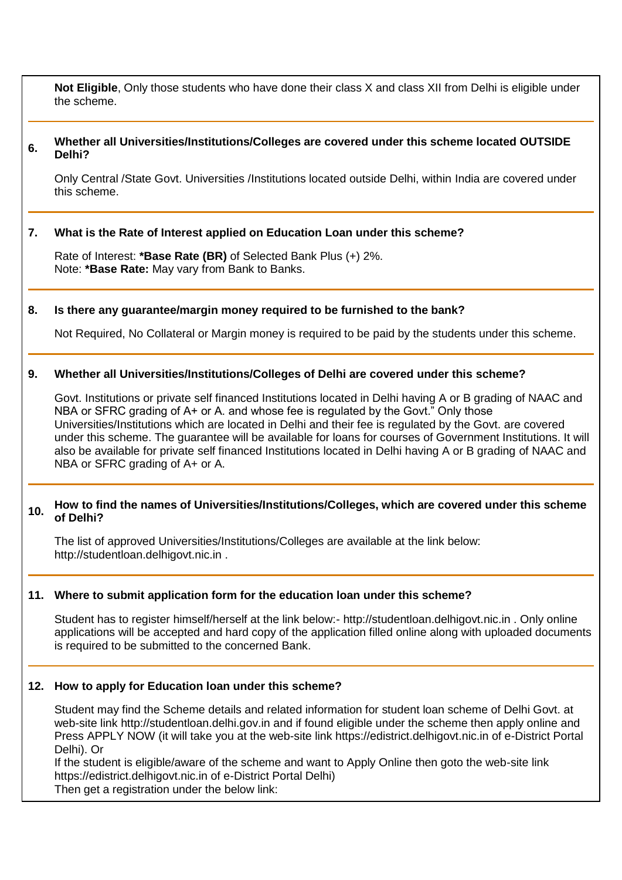**Not Eligible**, Only those students who have done their class X and class XII from Delhi is eligible under the scheme.

### 6. Whether all Universities/Institutions/Colleges are covered under this scheme located OUTSIDE Delhi?

Only Central /State Govt. Universities /Institutions located outside Delhi, within India are covered under this scheme.

### 7. What is the Rate of Interest applied on Education Loan under this scheme?

Rate of Interest: ***Base Rate (BR)** of Selected Bank Plus (+) 2%.
Note: ***Base Rate:** May vary from Bank to Banks.

### 8. Is there any guarantee/margin money required to be furnished to the bank?

Not Required, No Collateral or Margin money is required to be paid by the students under this scheme.

### 9. Whether all Universities/Institutions/Colleges of Delhi are covered under this scheme?

Govt. Institutions or private self financed Institutions located in Delhi having A or B grading of NAAC and NBA or SFRC grading of A+ or A. and whose fee is regulated by the Govt." Only those Universities/Institutions which are located in Delhi and their fee is regulated by the Govt. are covered under this scheme. The guarantee will be available for loans for courses of Government Institutions. It will also be available for private self financed Institutions located in Delhi having A or B grading of NAAC and NBA or SFRC grading of A+ or A.

### 10. How to find the names of Universities/Institutions/Colleges, which are covered under this scheme of Delhi?

The list of approved Universities/Institutions/Colleges are available at the link below: http://studentloan.delhigovt.nic.in .

### 11. Where to submit application form for the education loan under this scheme?

Student has to register himself/herself at the link below:- http://studentloan.delhigovt.nic.in . Only online applications will be accepted and hard copy of the application filled online along with uploaded documents is required to be submitted to the concerned Bank.

### 12. How to apply for Education loan under this scheme?

Student may find the Scheme details and related information for student loan scheme of Delhi Govt. at web-site link http://studentloan.delhi.gov.in and if found eligible under the scheme then apply online and Press APPLY NOW (it will take you at the web-site link https://edistrict.delhigovt.nic.in of e-District Portal Delhi). Or

If the student is eligible/aware of the scheme and want to Apply Online then goto the web-site link https://edistrict.delhigovt.nic.in of e-District Portal Delhi)

Then get a registration under the below link: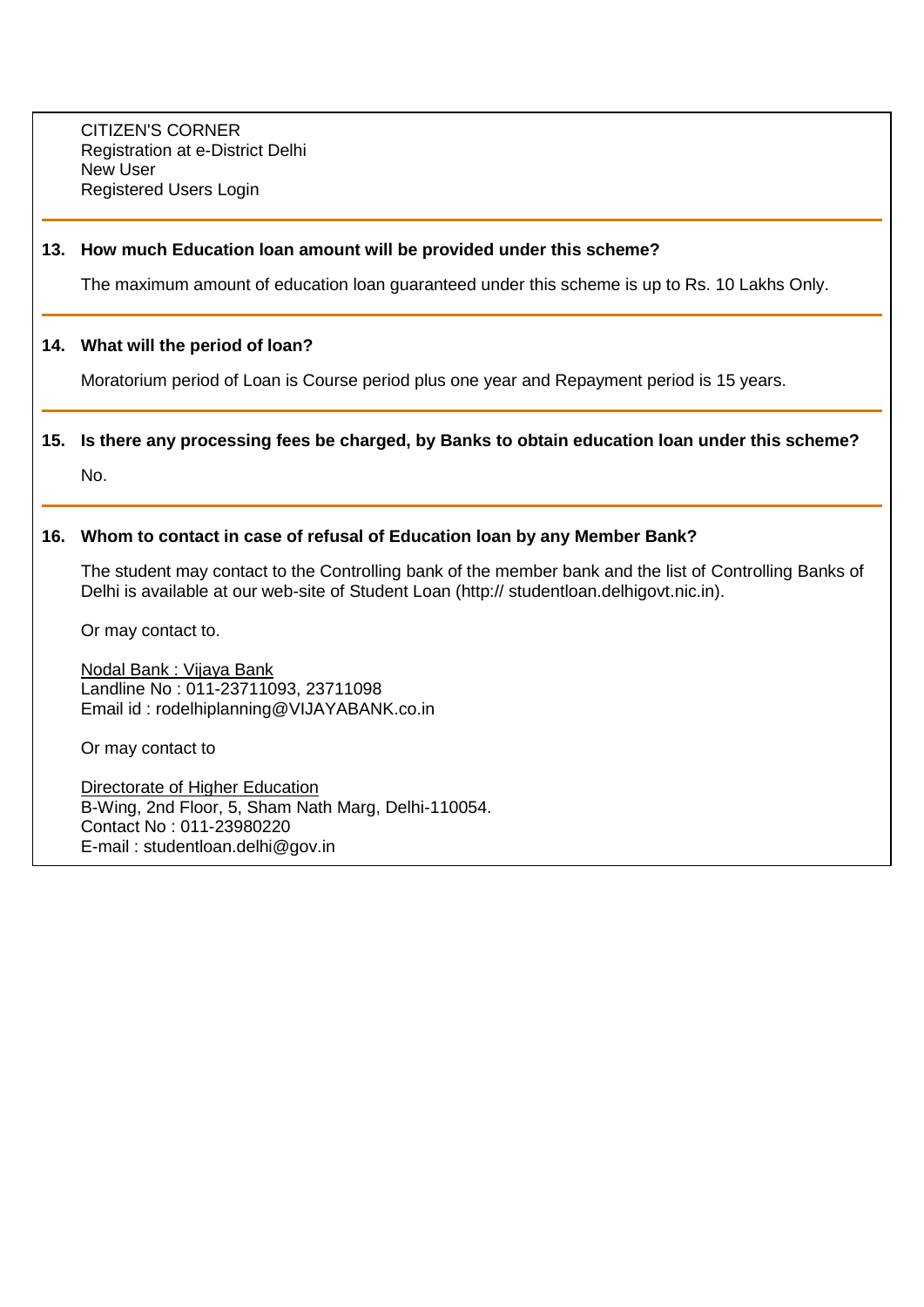CITIZEN'S CORNER
Registration at e-District Delhi
New User
Registered Users Login

**13. How much Education loan amount will be provided under this scheme?**

The maximum amount of education loan guaranteed under this scheme is up to Rs. 10 Lakhs Only.

**14. What will the period of loan?**

Moratorium period of Loan is Course period plus one year and Repayment period is 15 years.

**15. Is there any processing fees be charged, by Banks to obtain education loan under this scheme?**

No.

**16. Whom to contact in case of refusal of Education loan by any Member Bank?**

The student may contact to the Controlling bank of the member bank and the list of Controlling Banks of Delhi is available at our web-site of Student Loan (http:// studentloan.delhigovt.nic.in).

Or may contact to.

Nodal Bank : Vijaya Bank
Landline No : 011-23711093, 23711098
Email id : rodelhiplanning@VIJAYABANK.co.in

Or may contact to

Directorate of Higher Education
B-Wing, 2nd Floor, 5, Sham Nath Marg, Delhi-110054.
Contact No : 011-23980220
E-mail : studentloan.delhi@gov.in